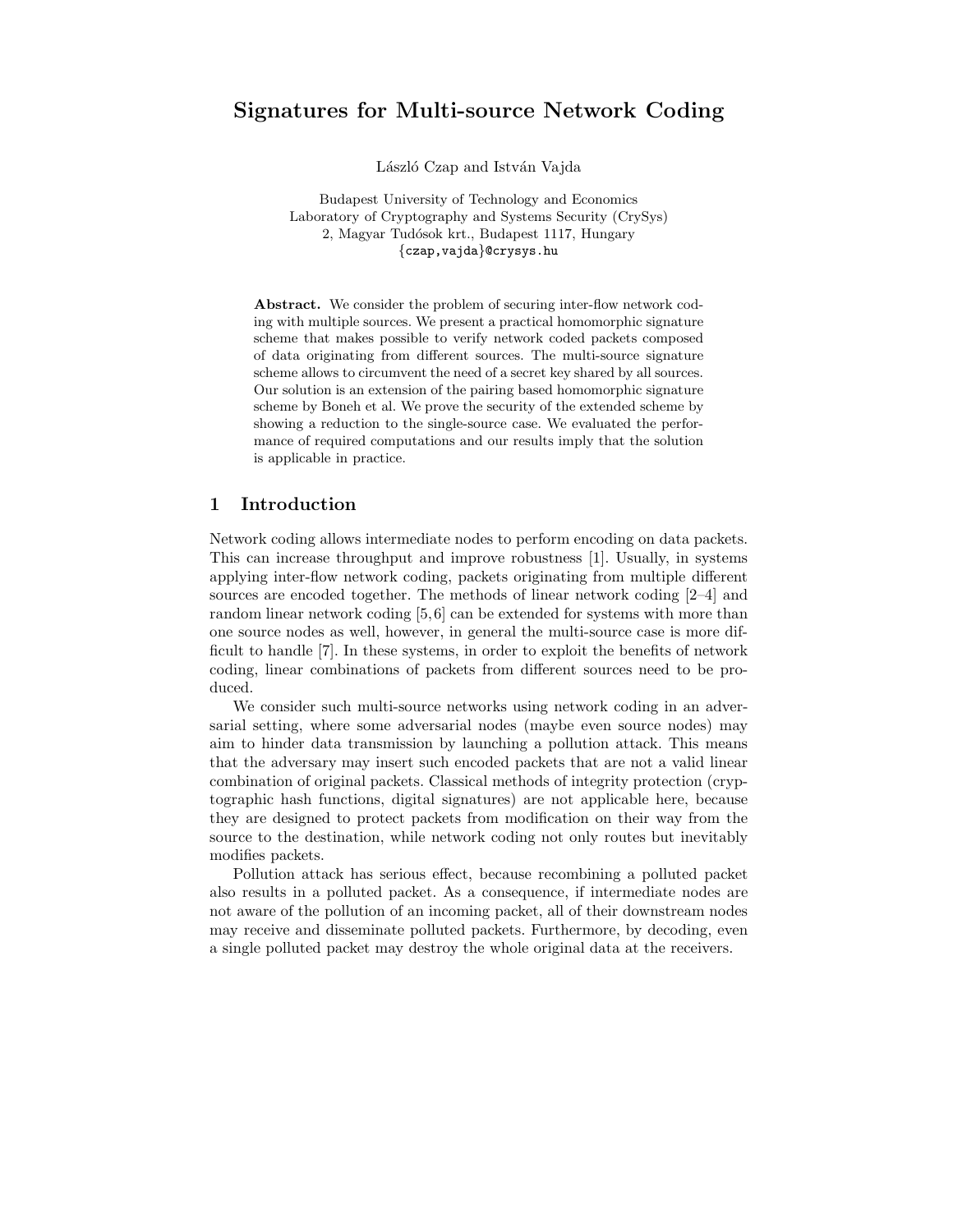# Signatures for Multi-source Network Coding

László Czap and István Vajda

Budapest University of Technology and Economics
Laboratory of Cryptography and Systems Security (CrySys)
2, Magyar Tudósok krt., Budapest 1117, Hungary
{czap,vajda}@crysys.hu

**Abstract.** We consider the problem of securing inter-flow network coding with multiple sources. We present a practical homomorphic signature scheme that makes possible to verify network coded packets composed of data originating from different sources. The multi-source signature scheme allows to circumvent the need of a secret key shared by all sources. Our solution is an extension of the pairing based homomorphic signature scheme by Boneh et al. We prove the security of the extended scheme by showing a reduction to the single-source case. We evaluated the performance of required computations and our results imply that the solution is applicable in practice.

## 1 Introduction

Network coding allows intermediate nodes to perform encoding on data packets. This can increase throughput and improve robustness [1]. Usually, in systems applying inter-flow network coding, packets originating from multiple different sources are encoded together. The methods of linear network coding [2–4] and random linear network coding [5,6] can be extended for systems with more than one source nodes as well, however, in general the multi-source case is more difficult to handle [7]. In these systems, in order to exploit the benefits of network coding, linear combinations of packets from different sources need to be produced.

We consider such multi-source networks using network coding in an adversarial setting, where some adversarial nodes (maybe even source nodes) may aim to hinder data transmission by launching a pollution attack. This means that the adversary may insert such encoded packets that are not a valid linear combination of original packets. Classical methods of integrity protection (cryptographic hash functions, digital signatures) are not applicable here, because they are designed to protect packets from modification on their way from the source to the destination, while network coding not only routes but inevitably modifies packets.

Pollution attack has serious effect, because recombining a polluted packet also results in a polluted packet. As a consequence, if intermediate nodes are not aware of the pollution of an incoming packet, all of their downstream nodes may receive and disseminate polluted packets. Furthermore, by decoding, even a single polluted packet may destroy the whole original data at the receivers.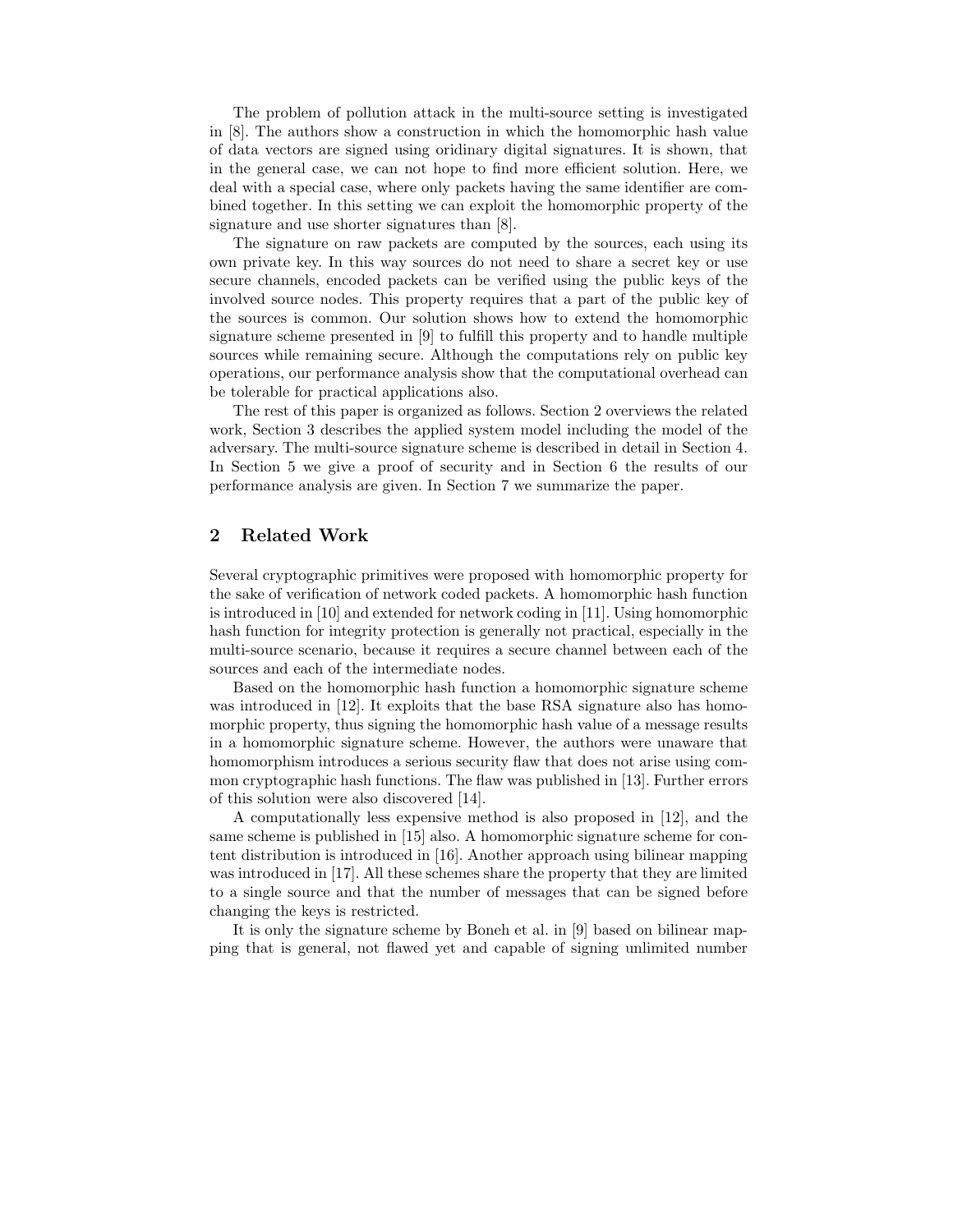The problem of pollution attack in the multi-source setting is investigated in [8]. The authors show a construction in which the homomorphic hash value of data vectors are signed using oridinary digital signatures. It is shown, that in the general case, we can not hope to find more efficient solution. Here, we deal with a special case, where only packets having the same identifier are combined together. In this setting we can exploit the homomorphic property of the signature and use shorter signatures than [8].

The signature on raw packets are computed by the sources, each using its own private key. In this way sources do not need to share a secret key or use secure channels, encoded packets can be verified using the public keys of the involved source nodes. This property requires that a part of the public key of the sources is common. Our solution shows how to extend the homomorphic signature scheme presented in [9] to fulfill this property and to handle multiple sources while remaining secure. Although the computations rely on public key operations, our performance analysis show that the computational overhead can be tolerable for practical applications also.

The rest of this paper is organized as follows. Section 2 overviews the related work, Section 3 describes the applied system model including the model of the adversary. The multi-source signature scheme is described in detail in Section 4. In Section 5 we give a proof of security and in Section 6 the results of our performance analysis are given. In Section 7 we summarize the paper.

## 2 Related Work

Several cryptographic primitives were proposed with homomorphic property for the sake of verification of network coded packets. A homomorphic hash function is introduced in [10] and extended for network coding in [11]. Using homomorphic hash function for integrity protection is generally not practical, especially in the multi-source scenario, because it requires a secure channel between each of the sources and each of the intermediate nodes.

Based on the homomorphic hash function a homomorphic signature scheme was introduced in [12]. It exploits that the base RSA signature also has homomorphic property, thus signing the homomorphic hash value of a message results in a homomorphic signature scheme. However, the authors were unaware that homomorphism introduces a serious security flaw that does not arise using common cryptographic hash functions. The flaw was published in [13]. Further errors of this solution were also discovered [14].

A computationally less expensive method is also proposed in [12], and the same scheme is published in [15] also. A homomorphic signature scheme for content distribution is introduced in [16]. Another approach using bilinear mapping was introduced in [17]. All these schemes share the property that they are limited to a single source and that the number of messages that can be signed before changing the keys is restricted.

It is only the signature scheme by Boneh et al. in [9] based on bilinear mapping that is general, not flawed yet and capable of signing unlimited number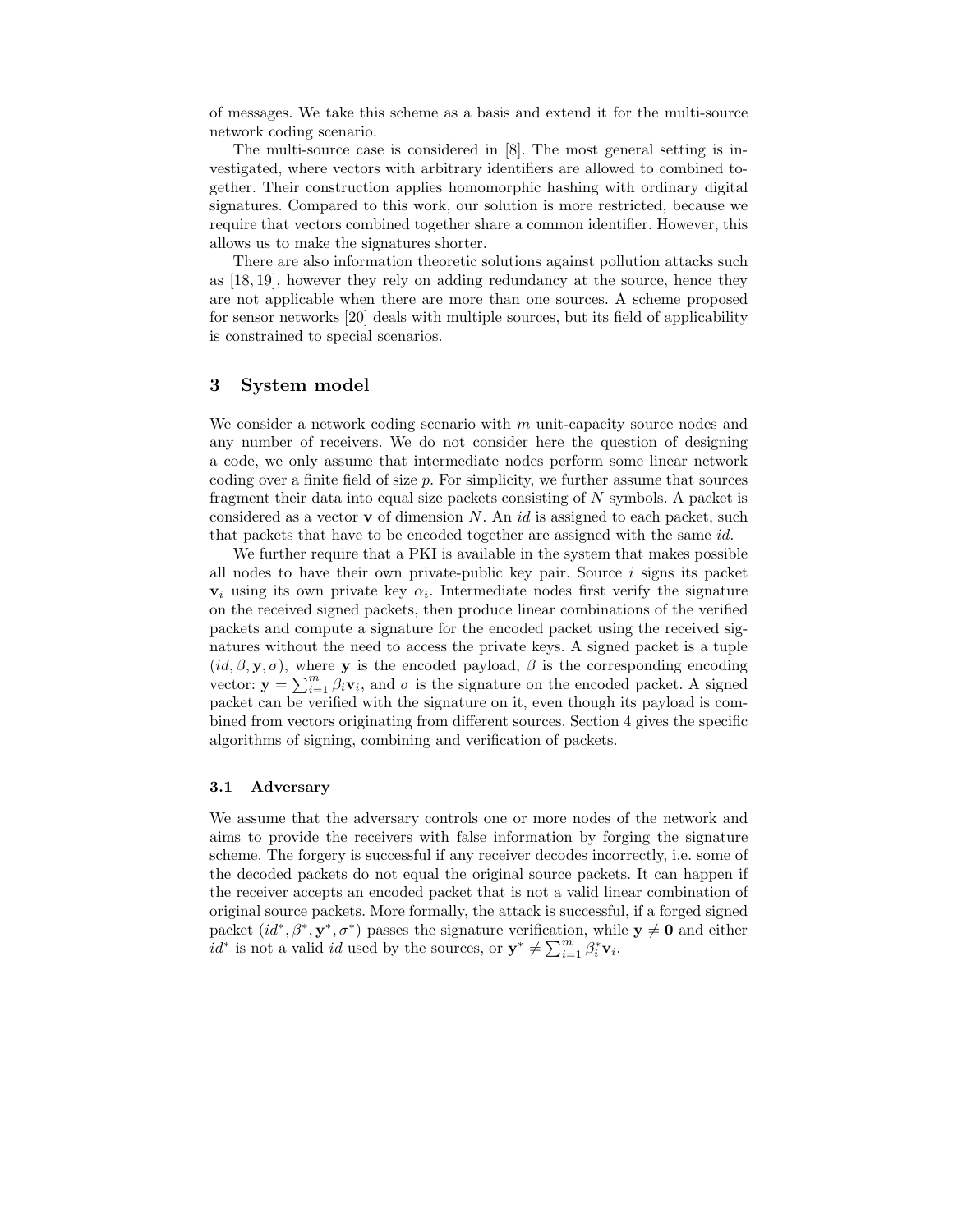of messages. We take this scheme as a basis and extend it for the multi-source network coding scenario.

The multi-source case is considered in [8]. The most general setting is investigated, where vectors with arbitrary identifiers are allowed to combined together. Their construction applies homomorphic hashing with ordinary digital signatures. Compared to this work, our solution is more restricted, because we require that vectors combined together share a common identifier. However, this allows us to make the signatures shorter.

There are also information theoretic solutions against pollution attacks such as [18, 19], however they rely on adding redundancy at the source, hence they are not applicable when there are more than one sources. A scheme proposed for sensor networks [20] deals with multiple sources, but its field of applicability is constrained to special scenarios.

## 3 System model

We consider a network coding scenario with $m$ unit-capacity source nodes and any number of receivers. We do not consider here the question of designing a code, we only assume that intermediate nodes perform some linear network coding over a finite field of size $p$. For simplicity, we further assume that sources fragment their data into equal size packets consisting of $N$ symbols. A packet is considered as a vector $\mathbf{v}$ of dimension $N$. An $id$ is assigned to each packet, such that packets that have to be encoded together are assigned with the same $id$.

We further require that a PKI is available in the system that makes possible all nodes to have their own private-public key pair. Source $i$ signs its packet $\mathbf{v}_i$ using its own private key $\alpha_i$. Intermediate nodes first verify the signature on the received signed packets, then produce linear combinations of the verified packets and compute a signature for the encoded packet using the received signatures without the need to access the private keys. A signed packet is a tuple $(id, \beta, \mathbf{y}, \sigma)$, where $\mathbf{y}$ is the encoded payload, $\beta$ is the corresponding encoding vector: $\mathbf{y} = \sum_{i=1}^{m} \beta_i \mathbf{v}_i$, and $\sigma$ is the signature on the encoded packet. A signed packet can be verified with the signature on it, even though its payload is combined from vectors originating from different sources. Section 4 gives the specific algorithms of signing, combining and verification of packets.

### 3.1 Adversary

We assume that the adversary controls one or more nodes of the network and aims to provide the receivers with false information by forging the signature scheme. The forgery is successful if any receiver decodes incorrectly, i.e. some of the decoded packets do not equal the original source packets. It can happen if the receiver accepts an encoded packet that is not a valid linear combination of original source packets. More formally, the attack is successful, if a forged signed packet $(id^*, \beta^*, \mathbf{y}^*, \sigma^*)$ passes the signature verification, while $\mathbf{y} \neq \mathbf{0}$ and either $id^*$ is not a valid $id$ used by the sources, or $\mathbf{y}^* \neq \sum_{i=1}^{m} \beta_i^* \mathbf{v}_i$.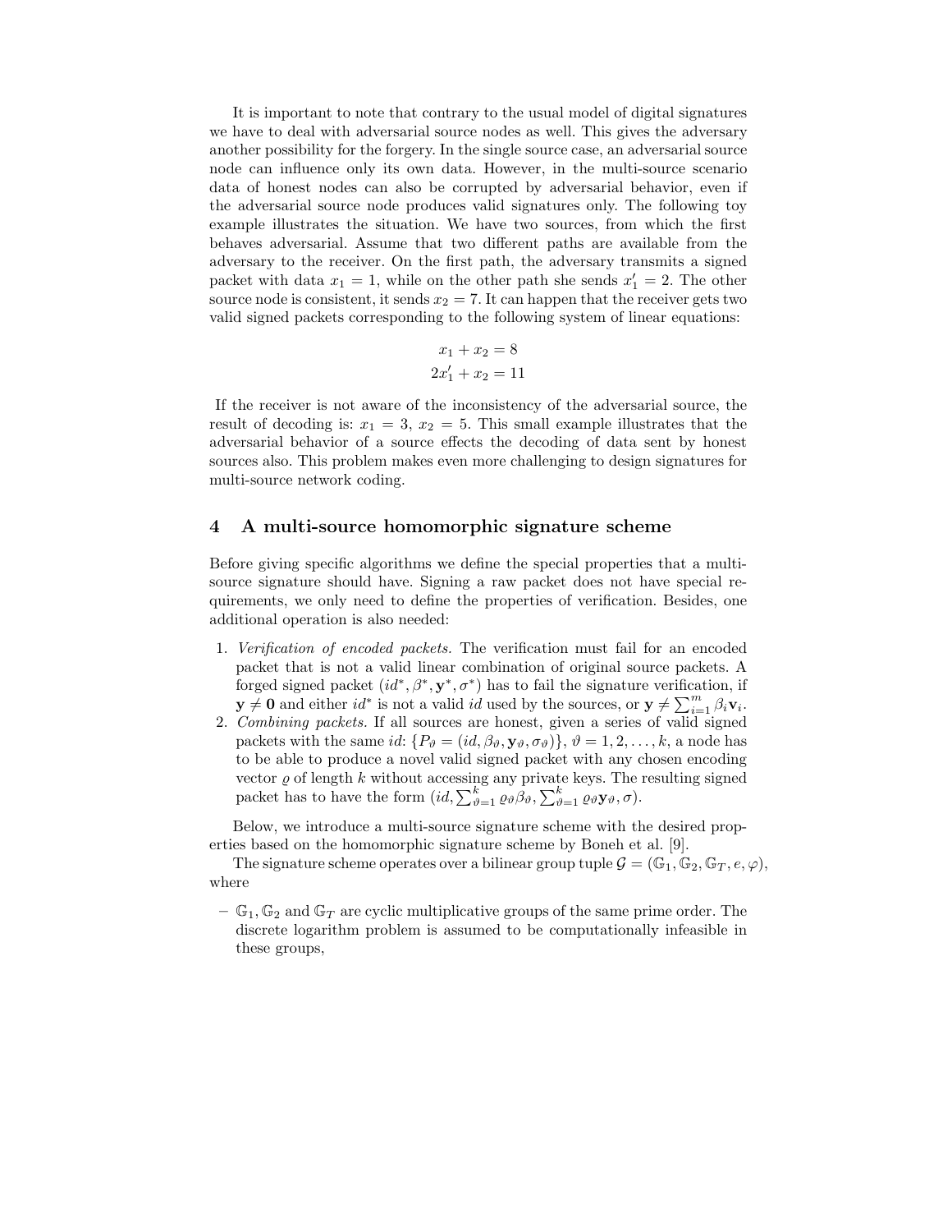It is important to note that contrary to the usual model of digital signatures we have to deal with adversarial source nodes as well. This gives the adversary another possibility for the forgery. In the single source case, an adversarial source node can influence only its own data. However, in the multi-source scenario data of honest nodes can also be corrupted by adversarial behavior, even if the adversarial source node produces valid signatures only. The following toy example illustrates the situation. We have two sources, from which the first behaves adversarial. Assume that two different paths are available from the adversary to the receiver. On the first path, the adversary transmits a signed packet with data $x_1 = 1$, while on the other path she sends $x_1' = 2$. The other source node is consistent, it sends $x_2 = 7$. It can happen that the receiver gets two valid signed packets corresponding to the following system of linear equations:

$$x_1 + x_2 = 8$$
$$2x_1' + x_2 = 11$$

If the receiver is not aware of the inconsistency of the adversarial source, the result of decoding is: $x_1 = 3$, $x_2 = 5$. This small example illustrates that the adversarial behavior of a source effects the decoding of data sent by honest sources also. This problem makes even more challenging to design signatures for multi-source network coding.

## 4 A multi-source homomorphic signature scheme

Before giving specific algorithms we define the special properties that a multi-source signature should have. Signing a raw packet does not have special requirements, we only need to define the properties of verification. Besides, one additional operation is also needed:

1. *Verification of encoded packets.* The verification must fail for an encoded packet that is not a valid linear combination of original source packets. A forged signed packet $(id^*, \beta^*, \mathbf{y}^*, \sigma^*)$ has to fail the signature verification, if $\mathbf{y} \neq \mathbf{0}$ and either $id^*$ is not a valid $id$ used by the sources, or $\mathbf{y} \neq \sum_{i=1}^{m} \beta_i \mathbf{v}_i$.
2. *Combining packets.* If all sources are honest, given a series of valid signed packets with the same $id$: $\{P_\vartheta = (id, \beta_\vartheta, \mathbf{y}_\vartheta, \sigma_\vartheta)\}$, $\vartheta = 1, 2, \ldots, k$, a node has to be able to produce a novel valid signed packet with any chosen encoding vector $\varrho$ of length $k$ without accessing any private keys. The resulting signed packet has to have the form $(id, \sum_{\vartheta=1}^{k} \varrho_\vartheta \beta_\vartheta, \sum_{\vartheta=1}^{k} \varrho_\vartheta \mathbf{y}_\vartheta, \sigma)$.

Below, we introduce a multi-source signature scheme with the desired properties based on the homomorphic signature scheme by Boneh et al. [9].

The signature scheme operates over a bilinear group tuple $\mathcal{G} = (\mathbb{G}_1, \mathbb{G}_2, \mathbb{G}_T, e, \varphi)$, where

- $\mathbb{G}_1, \mathbb{G}_2$ and $\mathbb{G}_T$ are cyclic multiplicative groups of the same prime order. The discrete logarithm problem is assumed to be computationally infeasible in these groups,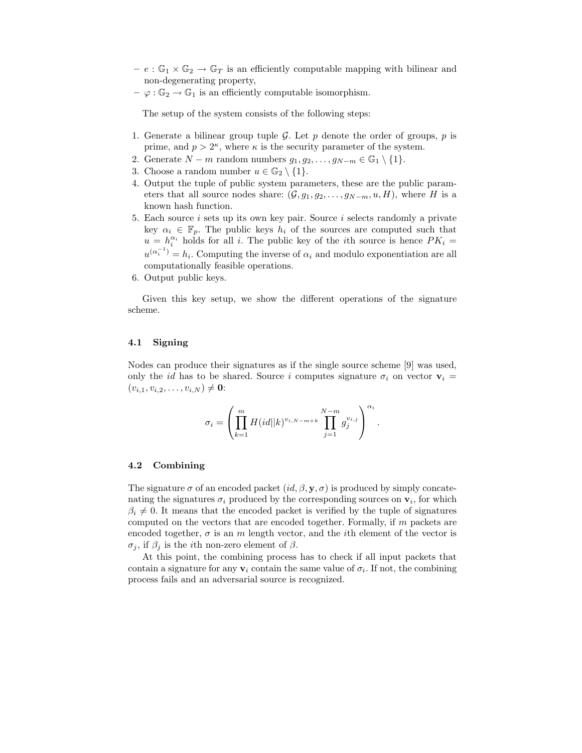- $e : \mathbb{G}_1 \times \mathbb{G}_2 \rightarrow \mathbb{G}_T$ is an efficiently computable mapping with bilinear and non-degenerating property,
- $\varphi : \mathbb{G}_2 \rightarrow \mathbb{G}_1$ is an efficiently computable isomorphism.

The setup of the system consists of the following steps:

1. Generate a bilinear group tuple $\mathcal{G}$. Let $p$ denote the order of groups, $p$ is prime, and $p > 2^\kappa$, where $\kappa$ is the security parameter of the system.
2. Generate $N - m$ random numbers $g_1, g_2, \ldots, g_{N-m} \in \mathbb{G}_1 \setminus \{1\}$.
3. Choose a random number $u \in \mathbb{G}_2 \setminus \{1\}$.
4. Output the tuple of public system parameters, these are the public parameters that all source nodes share: $(\mathcal{G}, g_1, g_2, \ldots, g_{N-m}, u, H)$, where $H$ is a known hash function.
5. Each source $i$ sets up its own key pair. Source $i$ selects randomly a private key $\alpha_i \in \mathbb{F}_p$. The public keys $h_i$ of the sources are computed such that $u = h_i^{\alpha_i}$ holds for all $i$. The public key of the $i$th source is hence $PK_i = u^{(\alpha_i^{-1})} = h_i$. Computing the inverse of $\alpha_i$ and modulo exponentiation are all computationally feasible operations.
6. Output public keys.

Given this key setup, we show the different operations of the signature scheme.

### 4.1 Signing

Nodes can produce their signatures as if the single source scheme [9] was used, only the $id$ has to be shared. Source $i$ computes signature $\sigma_i$ on vector $\mathbf{v}_i = (v_{i,1}, v_{i,2}, \ldots, v_{i,N}) \neq \mathbf{0}$:

$$\sigma_i = \left( \prod_{k=1}^{m} H(id||k)^{v_{i,N-m+k}} \prod_{j=1}^{N-m} g_j^{v_{i,j}} \right)^{\alpha_i}.$$

### 4.2 Combining

The signature $\sigma$ of an encoded packet $(id, \beta, \mathbf{y}, \sigma)$ is produced by simply concatenating the signatures $\sigma_i$ produced by the corresponding sources on $\mathbf{v}_i$, for which $\beta_i \neq 0$. It means that the encoded packet is verified by the tuple of signatures computed on the vectors that are encoded together. Formally, if $m$ packets are encoded together, $\sigma$ is an $m$ length vector, and the $i$th element of the vector is $\sigma_j$, if $\beta_j$ is the $i$th non-zero element of $\beta$.

At this point, the combining process has to check if all input packets that contain a signature for any $\mathbf{v}_i$ contain the same value of $\sigma_i$. If not, the combining process fails and an adversarial source is recognized.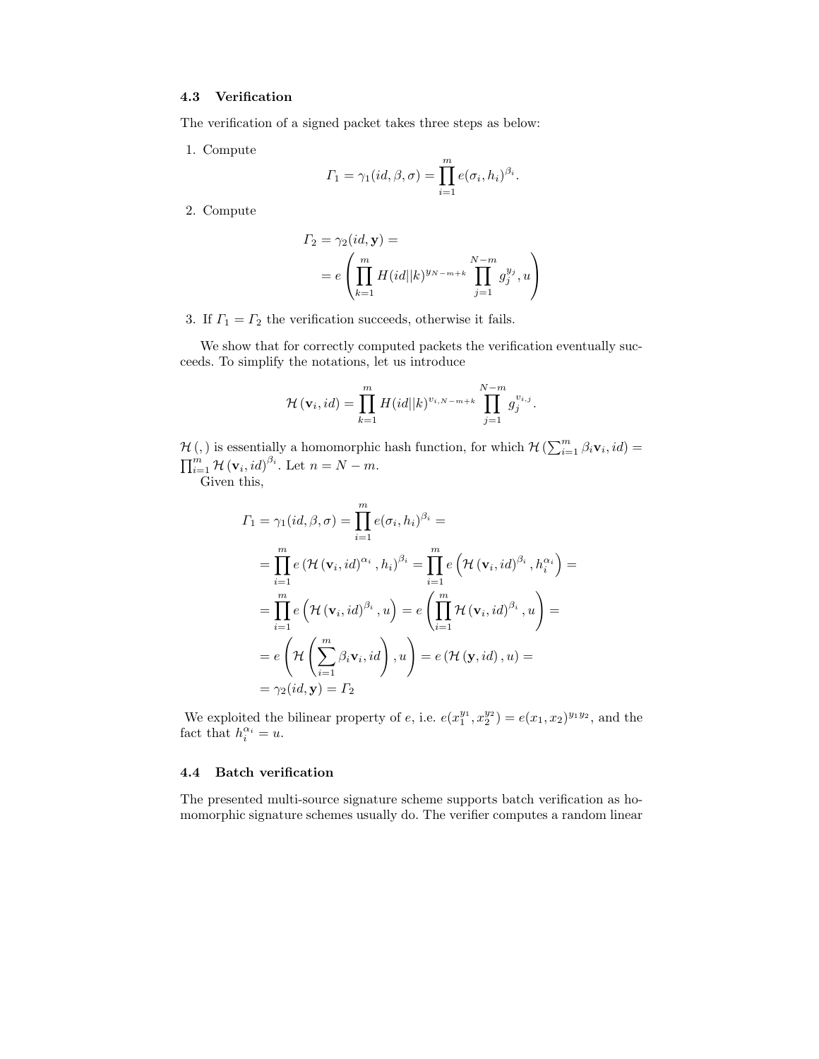### 4.3 Verification

The verification of a signed packet takes three steps as below:

1. Compute
$$\Gamma_1 = \gamma_1(id, \beta, \sigma) = \prod_{i=1}^{m} e(\sigma_i, h_i)^{\beta_i}.$$
2. Compute
$$\Gamma_2 = \gamma_2(id, \mathbf{y}) = \\ = e\left(\prod_{k=1}^{m} H(id||k)^{y_{N-m+k}} \prod_{j=1}^{N-m} g_j^{y_j}, u\right)$$
3. If $\Gamma_1 = \Gamma_2$ the verification succeeds, otherwise it fails.

We show that for correctly computed packets the verification eventually succeeds. To simplify the notations, let us introduce

$$\mathcal{H}(\mathbf{v}_i, id) = \prod_{k=1}^{m} H(id||k)^{v_{i,N-m+k}} \prod_{j=1}^{N-m} g_j^{v_{i,j}}.$$

$\mathcal{H}(,)$ is essentially a homomorphic hash function, for which $\mathcal{H}\left(\sum_{i=1}^{m} \beta_i \mathbf{v}_i, id\right) = \prod_{i=1}^{m} \mathcal{H}(\mathbf{v}_i, id)^{\beta_i}$. Let $n = N - m$.

Given this,

$$\begin{aligned}
\Gamma_1 = \gamma_1(id, \beta, \sigma) &= \prod_{i=1}^{m} e(\sigma_i, h_i)^{\beta_i} = \\
&= \prod_{i=1}^{m} e\left(\mathcal{H}(\mathbf{v}_i, id)^{\alpha_i}, h_i\right)^{\beta_i} = \prod_{i=1}^{m} e\left(\mathcal{H}(\mathbf{v}_i, id)^{\beta_i}, h_i^{\alpha_i}\right) = \\
&= \prod_{i=1}^{m} e\left(\mathcal{H}(\mathbf{v}_i, id)^{\beta_i}, u\right) = e\left(\prod_{i=1}^{m} \mathcal{H}(\mathbf{v}_i, id)^{\beta_i}, u\right) = \\
&= e\left(\mathcal{H}\left(\sum_{i=1}^{m} \beta_i \mathbf{v}_i, id\right), u\right) = e\left(\mathcal{H}(\mathbf{y}, id), u\right) = \\
&= \gamma_2(id, \mathbf{y}) = \Gamma_2
\end{aligned}$$

We exploited the bilinear property of $e$, i.e. $e(x_1^{y_1}, x_2^{y_2}) = e(x_1, x_2)^{y_1 y_2}$, and the fact that $h_i^{\alpha_i} = u$.

### 4.4 Batch verification

The presented multi-source signature scheme supports batch verification as homomorphic signature schemes usually do. The verifier computes a random linear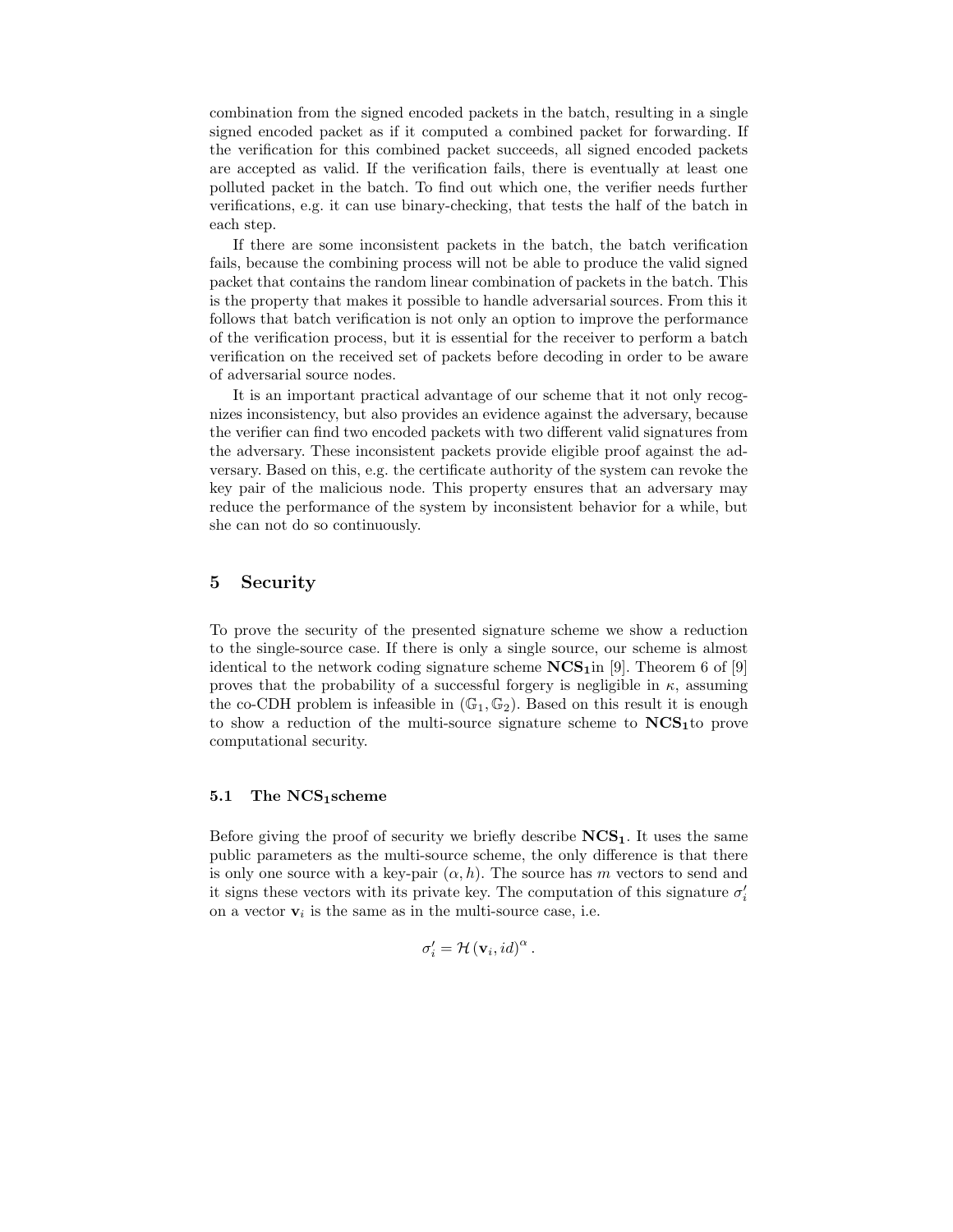combination from the signed encoded packets in the batch, resulting in a single signed encoded packet as if it computed a combined packet for forwarding. If the verification for this combined packet succeeds, all signed encoded packets are accepted as valid. If the verification fails, there is eventually at least one polluted packet in the batch. To find out which one, the verifier needs further verifications, e.g. it can use binary-checking, that tests the half of the batch in each step.

If there are some inconsistent packets in the batch, the batch verification fails, because the combining process will not be able to produce the valid signed packet that contains the random linear combination of packets in the batch. This is the property that makes it possible to handle adversarial sources. From this it follows that batch verification is not only an option to improve the performance of the verification process, but it is essential for the receiver to perform a batch verification on the received set of packets before decoding in order to be aware of adversarial source nodes.

It is an important practical advantage of our scheme that it not only recognizes inconsistency, but also provides an evidence against the adversary, because the verifier can find two encoded packets with two different valid signatures from the adversary. These inconsistent packets provide eligible proof against the adversary. Based on this, e.g. the certificate authority of the system can revoke the key pair of the malicious node. This property ensures that an adversary may reduce the performance of the system by inconsistent behavior for a while, but she can not do so continuously.

## 5 Security

To prove the security of the presented signature scheme we show a reduction to the single-source case. If there is only a single source, our scheme is almost identical to the network coding signature scheme $\mathbf{NCS_1}$in [9]. Theorem 6 of [9] proves that the probability of a successful forgery is negligible in $\kappa$, assuming the co-CDH problem is infeasible in $(\mathbb{G}_1, \mathbb{G}_2)$. Based on this result it is enough to show a reduction of the multi-source signature scheme to $\mathbf{NCS_1}$to prove computational security.

### 5.1 The $\mathbf{NCS_1}$scheme

Before giving the proof of security we briefly describe $\mathbf{NCS_1}$. It uses the same public parameters as the multi-source scheme, the only difference is that there is only one source with a key-pair $(\alpha, h)$. The source has $m$ vectors to send and it signs these vectors with its private key. The computation of this signature $\sigma_i'$ on a vector $\mathbf{v}_i$ is the same as in the multi-source case, i.e.

$$\sigma_i' = \mathcal{H}\left(\mathbf{v}_i, id\right)^{\alpha}.$$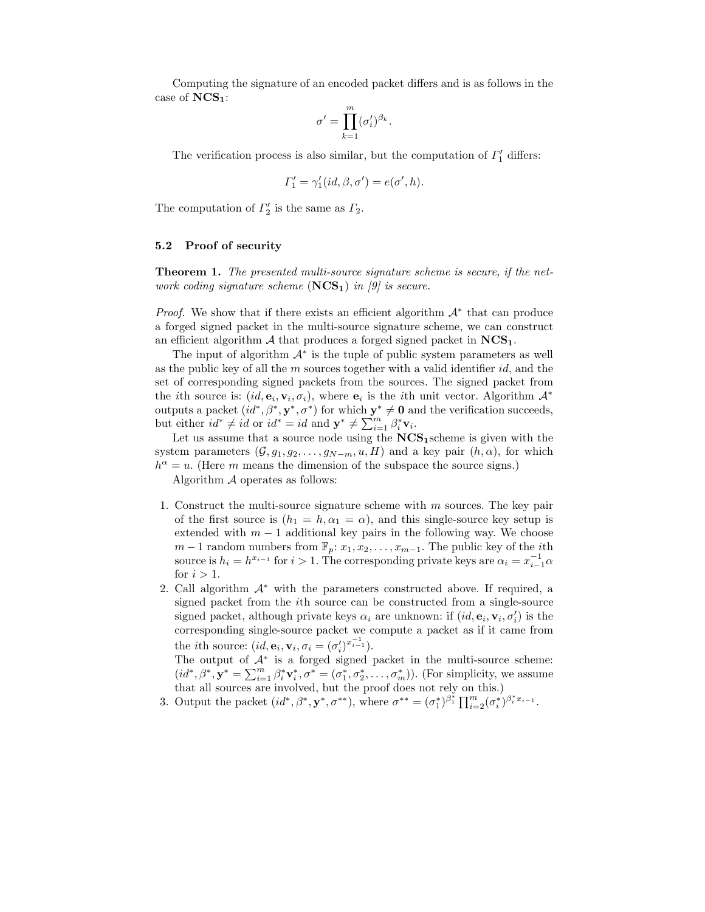Computing the signature of an encoded packet differs and is as follows in the case of $\mathbf{NCS_1}$:

$$\sigma' = \prod_{k=1}^{m} (\sigma'_i)^{\beta_k}.$$

The verification process is also similar, but the computation of $\Gamma'_1$ differs:

$$\Gamma'_1 = \gamma'_1(id, \beta, \sigma') = e(\sigma', h).$$

The computation of $\Gamma'_2$ is the same as $\Gamma_2$.

### 5.2 Proof of security

**Theorem 1.** *The presented multi-source signature scheme is secure, if the network coding signature scheme* ($\mathbf{NCS_1}$) *in [9] is secure.*

*Proof.* We show that if there exists an efficient algorithm $\mathcal{A}^*$ that can produce a forged signed packet in the multi-source signature scheme, we can construct an efficient algorithm $\mathcal{A}$ that produces a forged signed packet in $\mathbf{NCS_1}$.

The input of algorithm $\mathcal{A}^*$ is the tuple of public system parameters as well as the public key of all the $m$ sources together with a valid identifier $id$, and the set of corresponding signed packets from the sources. The signed packet from the $i$th source is: $(id, \mathbf{e}_i, \mathbf{v}_i, \sigma_i)$, where $\mathbf{e}_i$ is the $i$th unit vector. Algorithm $\mathcal{A}^*$ outputs a packet $(id^*, \beta^*, \mathbf{y}^*, \sigma^*)$ for which $\mathbf{y}^* \neq \mathbf{0}$ and the verification succeeds, but either $id^* \neq id$ or $id^* = id$ and $\mathbf{y}^* \neq \sum_{i=1}^{m} \beta_i^* \mathbf{v}_i$.

Let us assume that a source node using the $\mathbf{NCS_1}$scheme is given with the system parameters $(\mathcal{G}, g_1, g_2, \ldots, g_{N-m}, u, H)$ and a key pair $(h, \alpha)$, for which $h^\alpha = u$. (Here $m$ means the dimension of the subspace the source signs.)

Algorithm $\mathcal{A}$ operates as follows:

1. Construct the multi-source signature scheme with $m$ sources. The key pair of the first source is $(h_1 = h, \alpha_1 = \alpha)$, and this single-source key setup is extended with $m-1$ additional key pairs in the following way. We choose $m-1$ random numbers from $\mathbb{F}_p$: $x_1, x_2, \ldots, x_{m-1}$. The public key of the $i$th source is $h_i = h^{x_{i-1}}$ for $i > 1$. The corresponding private keys are $\alpha_i = x_{i-1}^{-1}\alpha$ for $i > 1$.
2. Call algorithm $\mathcal{A}^*$ with the parameters constructed above. If required, a signed packet from the $i$th source can be constructed from a single-source signed packet, although private keys $\alpha_i$ are unknown: if $(id, \mathbf{e}_i, \mathbf{v}_i, \sigma'_i)$ is the corresponding single-source packet we compute a packet as if it came from the $i$th source: $(id, \mathbf{e}_i, \mathbf{v}_i, \sigma_i = (\sigma'_i)^{x_{i-1}^{-1}})$.
   The output of $\mathcal{A}^*$ is a forged signed packet in the multi-source scheme: $(id^*, \beta^*, \mathbf{y}^* = \sum_{i=1}^{m} \beta_i^* \mathbf{v}_i^*, \sigma^* = (\sigma_1^*, \sigma_2^*, \ldots, \sigma_m^*))$. (For simplicity, we assume that all sources are involved, but the proof does not rely on this.)
3. Output the packet $(id^*, \beta^*, \mathbf{y}^*, \sigma^{**})$, where $\sigma^{**} = (\sigma_1^*)^{\beta_1^*} \prod_{i=2}^{m} (\sigma_i^*)^{\beta_i^* x_{i-1}}$.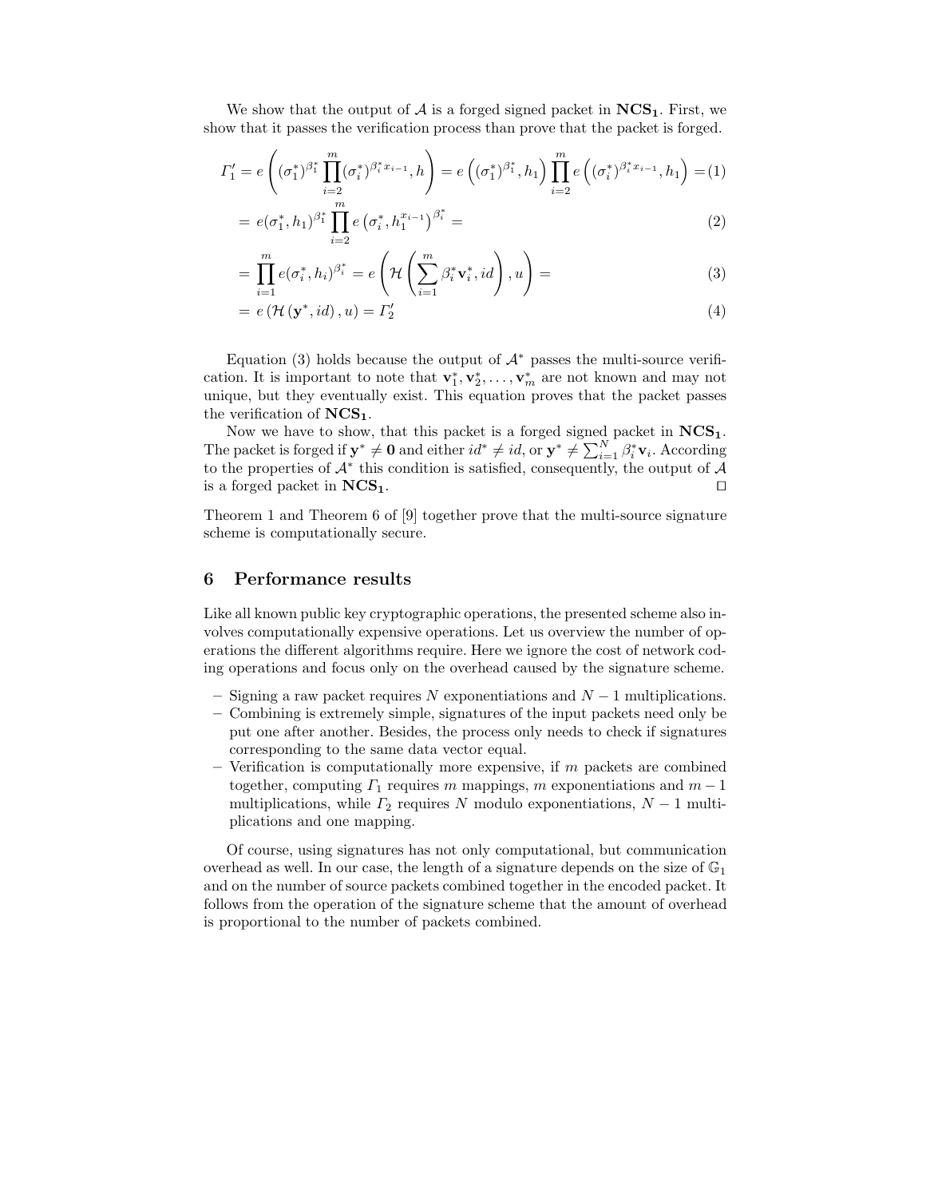We show that the output of $\mathcal{A}$ is a forged signed packet in $\mathbf{NCS_1}$. First, we show that it passes the verification process than prove that the packet is forged.

$$
\begin{aligned}
\Gamma_1' &= e\left((\sigma_1^*)^{\beta_1^*}\prod_{i=2}^{m}(\sigma_i^*)^{\beta_i^* x_{i-1}}, h\right) = e\left((\sigma_1^*)^{\beta_1^*}, h_1\right)\prod_{i=2}^{m} e\left((\sigma_i^*)^{\beta_i^* x_{i-1}}, h_1\right) = &(1)\\
&= e(\sigma_1^*, h_1)^{\beta_1^*}\prod_{i=2}^{m} e\left(\sigma_i^*, h_1^{x_{i-1}}\right)^{\beta_i^*} = &(2)\\
&= \prod_{i=1}^{m} e(\sigma_i^*, h_i)^{\beta_i^*} = e\left(\mathcal{H}\left(\sum_{i=1}^{m}\beta_i^*\mathbf{v}_i^*, id\right), u\right) = &(3)\\
&= e\left(\mathcal{H}\left(\mathbf{y}^*, id\right), u\right) = \Gamma_2' &(4)
\end{aligned}
$$

Equation (3) holds because the output of $\mathcal{A}^*$ passes the multi-source verification. It is important to note that $\mathbf{v}_1^*, \mathbf{v}_2^*, \ldots, \mathbf{v}_m^*$ are not known and may not unique, but they eventually exist. This equation proves that the packet passes the verification of $\mathbf{NCS_1}$.

Now we have to show, that this packet is a forged signed packet in $\mathbf{NCS_1}$. The packet is forged if $\mathbf{y}^* \neq \mathbf{0}$ and either $id^* \neq id$, or $\mathbf{y}^* \neq \sum_{i=1}^{N}\beta_i^*\mathbf{v}_i$. According to the properties of $\mathcal{A}^*$ this condition is satisfied, consequently, the output of $\mathcal{A}$ is a forged packet in $\mathbf{NCS_1}$. ☐

Theorem 1 and Theorem 6 of [9] together prove that the multi-source signature scheme is computationally secure.

## 6 Performance results

Like all known public key cryptographic operations, the presented scheme also involves computationally expensive operations. Let us overview the number of operations the different algorithms require. Here we ignore the cost of network coding operations and focus only on the overhead caused by the signature scheme.

- Signing a raw packet requires $N$ exponentiations and $N-1$ multiplications.
- Combining is extremely simple, signatures of the input packets need only be put one after another. Besides, the process only needs to check if signatures corresponding to the same data vector equal.
- Verification is computationally more expensive, if $m$ packets are combined together, computing $\Gamma_1$ requires $m$ mappings, $m$ exponentiations and $m-1$ multiplications, while $\Gamma_2$ requires $N$ modulo exponentiations, $N-1$ multiplications and one mapping.

Of course, using signatures has not only computational, but communication overhead as well. In our case, the length of a signature depends on the size of $\mathbb{G}_1$ and on the number of source packets combined together in the encoded packet. It follows from the operation of the signature scheme that the amount of overhead is proportional to the number of packets combined.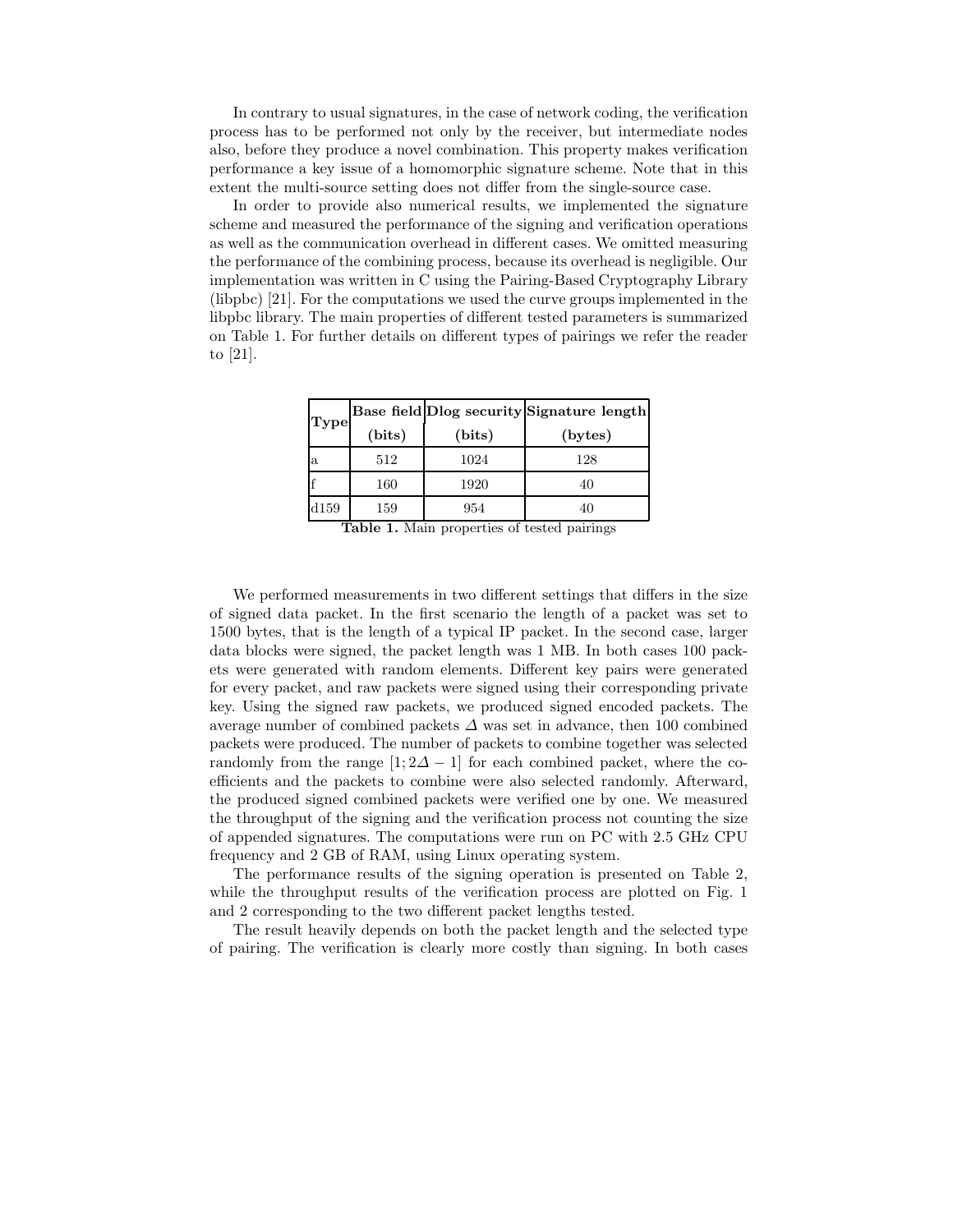In contrary to usual signatures, in the case of network coding, the verification process has to be performed not only by the receiver, but intermediate nodes also, before they produce a novel combination. This property makes verification performance a key issue of a homomorphic signature scheme. Note that in this extent the multi-source setting does not differ from the single-source case.

In order to provide also numerical results, we implemented the signature scheme and measured the performance of the signing and verification operations as well as the communication overhead in different cases. We omitted measuring the performance of the combining process, because its overhead is negligible. Our implementation was written in C using the Pairing-Based Cryptography Library (libpbc) [21]. For the computations we used the curve groups implemented in the libpbc library. The main properties of different tested parameters is summarized on Table 1. For further details on different types of pairings we refer the reader to [21].

| **Type** | **Base field (bits)** | **Dlog security (bits)** | **Signature length (bytes)** |
|---|---|---|---|
| a | 512 | 1024 | 128 |
| f | 160 | 1920 | 40 |
| d159 | 159 | 954 | 40 |

**Table 1.** Main properties of tested pairings

We performed measurements in two different settings that differs in the size of signed data packet. In the first scenario the length of a packet was set to 1500 bytes, that is the length of a typical IP packet. In the second case, larger data blocks were signed, the packet length was 1 MB. In both cases 100 packets were generated with random elements. Different key pairs were generated for every packet, and raw packets were signed using their corresponding private key. Using the signed raw packets, we produced signed encoded packets. The average number of combined packets $\Delta$ was set in advance, then 100 combined packets were produced. The number of packets to combine together was selected randomly from the range $[1; 2\Delta - 1]$ for each combined packet, where the coefficients and the packets to combine were also selected randomly. Afterward, the produced signed combined packets were verified one by one. We measured the throughput of the signing and the verification process not counting the size of appended signatures. The computations were run on PC with 2.5 GHz CPU frequency and 2 GB of RAM, using Linux operating system.

The performance results of the signing operation is presented on Table 2, while the throughput results of the verification process are plotted on Fig. 1 and 2 corresponding to the two different packet lengths tested.

The result heavily depends on both the packet length and the selected type of pairing. The verification is clearly more costly than signing. In both cases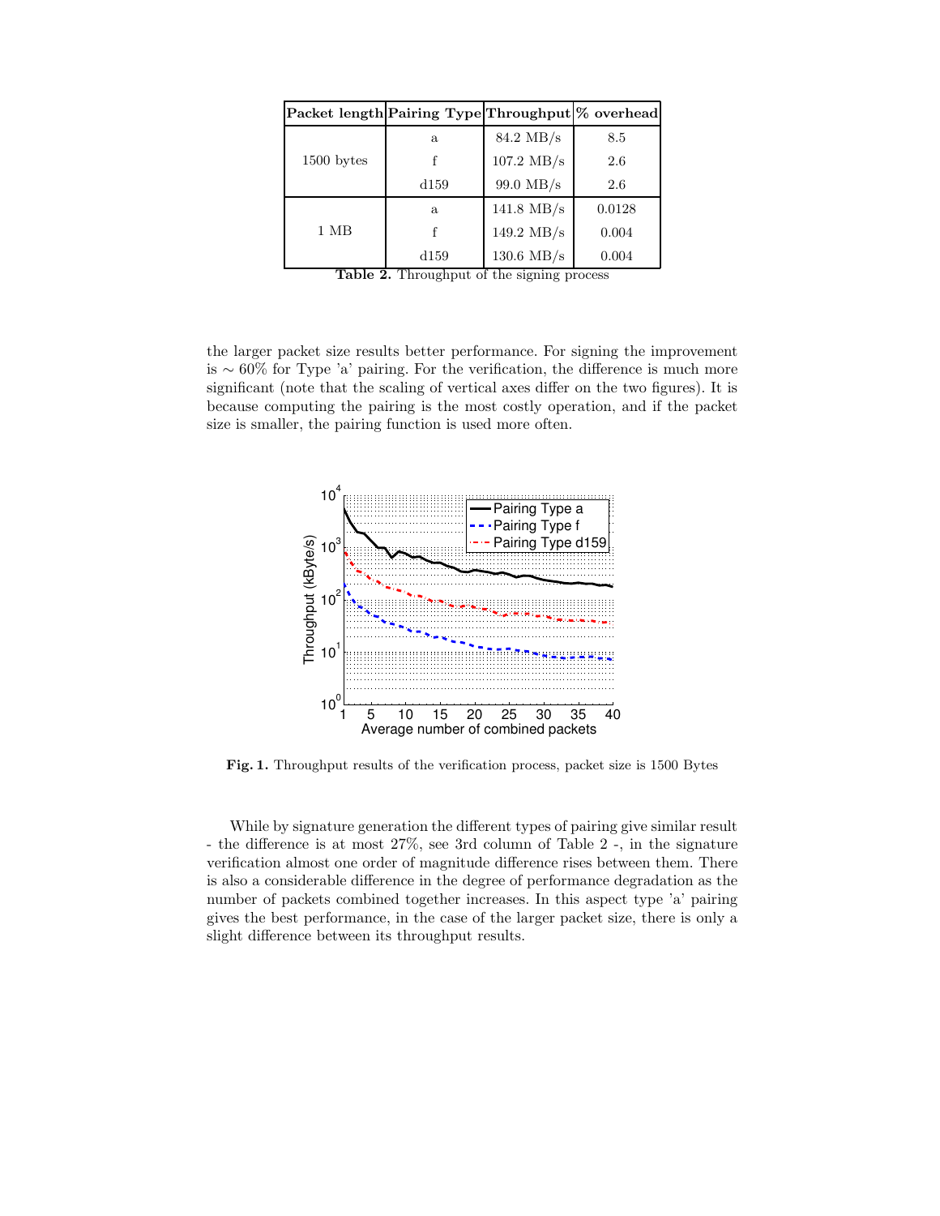| Packet length | Pairing Type | Throughput | % overhead |
|---|---|---|---|
| 1500 bytes | a | 84.2 MB/s | 8.5 |
| | f | 107.2 MB/s | 2.6 |
| | d159 | 99.0 MB/s | 2.6 |
| 1 MB | a | 141.8 MB/s | 0.0128 |
| | f | 149.2 MB/s | 0.004 |
| | d159 | 130.6 MB/s | 0.004 |

**Table 2.** Throughput of the signing process

the larger packet size results better performance. For signing the improvement is $\sim 60\%$ for Type 'a' pairing. For the verification, the difference is much more significant (note that the scaling of vertical axes differ on the two figures). It is because computing the pairing is the most costly operation, and if the packet size is smaller, the pairing function is used more often.

**Fig. 1.** Throughput results of the verification process, packet size is 1500 Bytes

While by signature generation the different types of pairing give similar result - the difference is at most 27%, see 3rd column of Table 2 -, in the signature verification almost one order of magnitude difference rises between them. There is also a considerable difference in the degree of performance degradation as the number of packets combined together increases. In this aspect type 'a' pairing gives the best performance, in the case of the larger packet size, there is only a slight difference between its throughput results.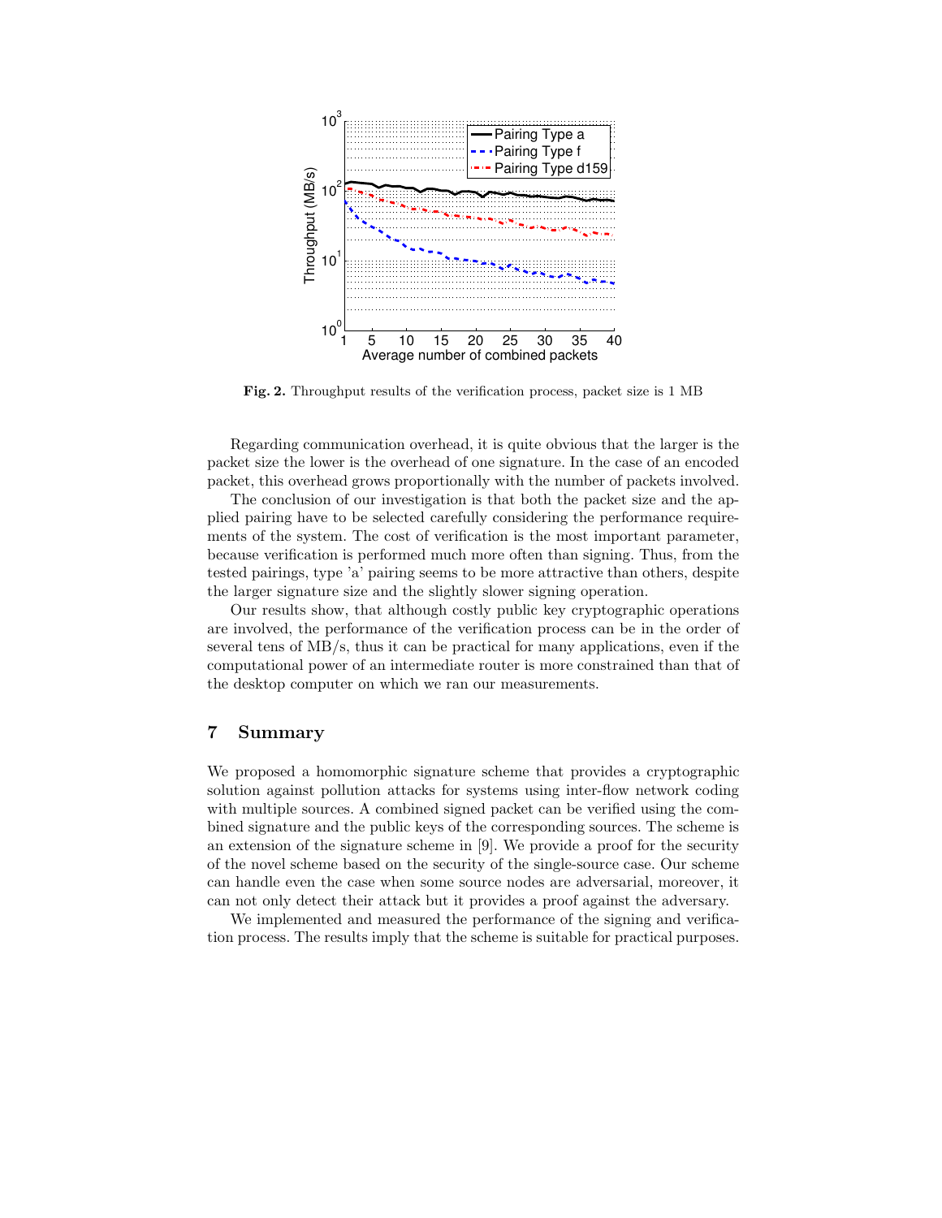**Fig. 2.** Throughput results of the verification process, packet size is 1 MB

Regarding communication overhead, it is quite obvious that the larger is the packet size the lower is the overhead of one signature. In the case of an encoded packet, this overhead grows proportionally with the number of packets involved.

The conclusion of our investigation is that both the packet size and the applied pairing have to be selected carefully considering the performance requirements of the system. The cost of verification is the most important parameter, because verification is performed much more often than signing. Thus, from the tested pairings, type 'a' pairing seems to be more attractive than others, despite the larger signature size and the slightly slower signing operation.

Our results show, that although costly public key cryptographic operations are involved, the performance of the verification process can be in the order of several tens of MB/s, thus it can be practical for many applications, even if the computational power of an intermediate router is more constrained than that of the desktop computer on which we ran our measurements.

## 7 Summary

We proposed a homomorphic signature scheme that provides a cryptographic solution against pollution attacks for systems using inter-flow network coding with multiple sources. A combined signed packet can be verified using the combined signature and the public keys of the corresponding sources. The scheme is an extension of the signature scheme in [9]. We provide a proof for the security of the novel scheme based on the security of the single-source case. Our scheme can handle even the case when some source nodes are adversarial, moreover, it can not only detect their attack but it provides a proof against the adversary.

We implemented and measured the performance of the signing and verification process. The results imply that the scheme is suitable for practical purposes.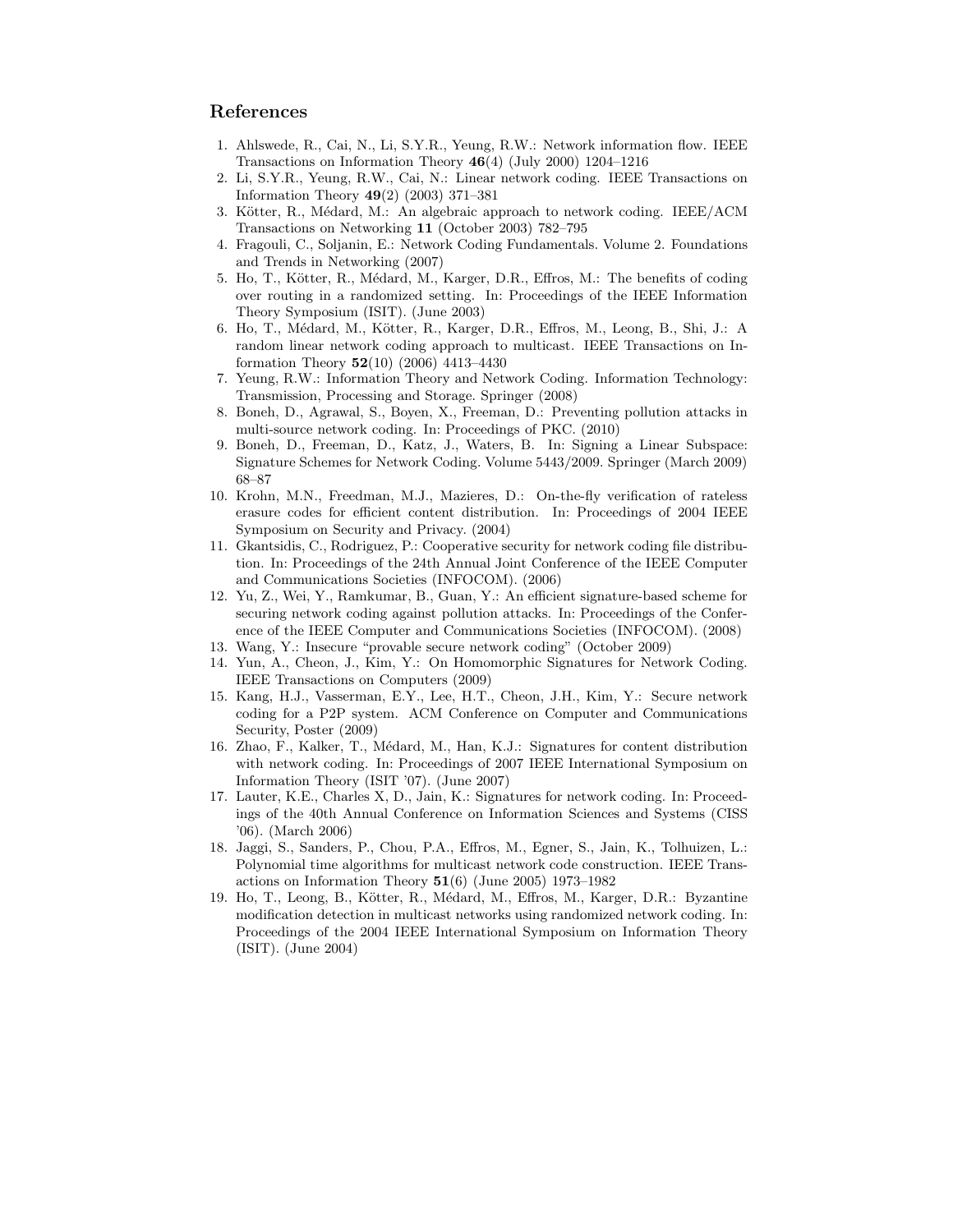## References

1. Ahlswede, R., Cai, N., Li, S.Y.R., Yeung, R.W.: Network information flow. IEEE Transactions on Information Theory **46**(4) (July 2000) 1204–1216
2. Li, S.Y.R., Yeung, R.W., Cai, N.: Linear network coding. IEEE Transactions on Information Theory **49**(2) (2003) 371–381
3. Kötter, R., Médard, M.: An algebraic approach to network coding. IEEE/ACM Transactions on Networking **11** (October 2003) 782–795
4. Fragouli, C., Soljanin, E.: Network Coding Fundamentals. Volume 2. Foundations and Trends in Networking (2007)
5. Ho, T., Kötter, R., Médard, M., Karger, D.R., Effros, M.: The benefits of coding over routing in a randomized setting. In: Proceedings of the IEEE Information Theory Symposium (ISIT). (June 2003)
6. Ho, T., Médard, M., Kötter, R., Karger, D.R., Effros, M., Leong, B., Shi, J.: A random linear network coding approach to multicast. IEEE Transactions on Information Theory **52**(10) (2006) 4413–4430
7. Yeung, R.W.: Information Theory and Network Coding. Information Technology: Transmission, Processing and Storage. Springer (2008)
8. Boneh, D., Agrawal, S., Boyen, X., Freeman, D.: Preventing pollution attacks in multi-source network coding. In: Proceedings of PKC. (2010)
9. Boneh, D., Freeman, D., Katz, J., Waters, B. In: Signing a Linear Subspace: Signature Schemes for Network Coding. Volume 5443/2009. Springer (March 2009) 68–87
10. Krohn, M.N., Freedman, M.J., Mazieres, D.: On-the-fly verification of rateless erasure codes for efficient content distribution. In: Proceedings of 2004 IEEE Symposium on Security and Privacy. (2004)
11. Gkantsidis, C., Rodriguez, P.: Cooperative security for network coding file distribution. In: Proceedings of the 24th Annual Joint Conference of the IEEE Computer and Communications Societies (INFOCOM). (2006)
12. Yu, Z., Wei, Y., Ramkumar, B., Guan, Y.: An efficient signature-based scheme for securing network coding against pollution attacks. In: Proceedings of the Conference of the IEEE Computer and Communications Societies (INFOCOM). (2008)
13. Wang, Y.: Insecure "provable secure network coding" (October 2009)
14. Yun, A., Cheon, J., Kim, Y.: On Homomorphic Signatures for Network Coding. IEEE Transactions on Computers (2009)
15. Kang, H.J., Vasserman, E.Y., Lee, H.T., Cheon, J.H., Kim, Y.: Secure network coding for a P2P system. ACM Conference on Computer and Communications Security, Poster (2009)
16. Zhao, F., Kalker, T., Médard, M., Han, K.J.: Signatures for content distribution with network coding. In: Proceedings of 2007 IEEE International Symposium on Information Theory (ISIT '07). (June 2007)
17. Lauter, K.E., Charles X, D., Jain, K.: Signatures for network coding. In: Proceedings of the 40th Annual Conference on Information Sciences and Systems (CISS '06). (March 2006)
18. Jaggi, S., Sanders, P., Chou, P.A., Effros, M., Egner, S., Jain, K., Tolhuizen, L.: Polynomial time algorithms for multicast network code construction. IEEE Transactions on Information Theory **51**(6) (June 2005) 1973–1982
19. Ho, T., Leong, B., Kötter, R., Médard, M., Effros, M., Karger, D.R.: Byzantine modification detection in multicast networks using randomized network coding. In: Proceedings of the 2004 IEEE International Symposium on Information Theory (ISIT). (June 2004)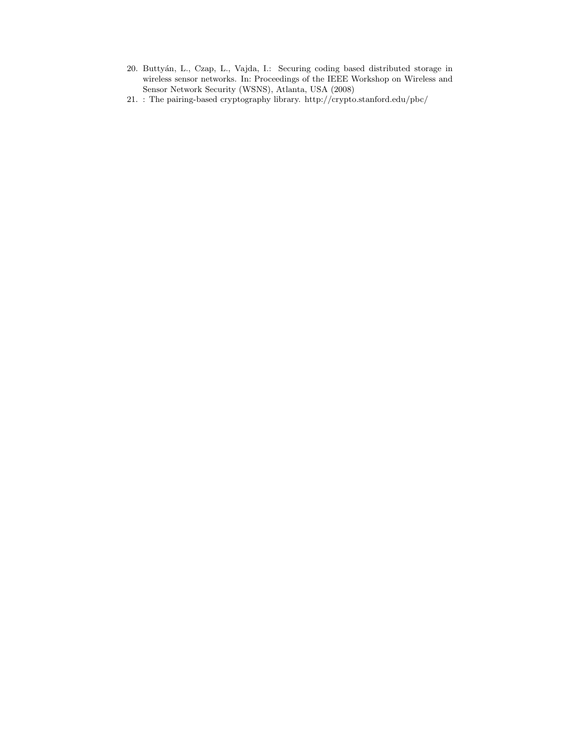20. Buttyán, L., Czap, L., Vajda, I.: Securing coding based distributed storage in wireless sensor networks. In: Proceedings of the IEEE Workshop on Wireless and Sensor Network Security (WSNS), Atlanta, USA (2008)
21. : The pairing-based cryptography library. http://crypto.stanford.edu/pbc/